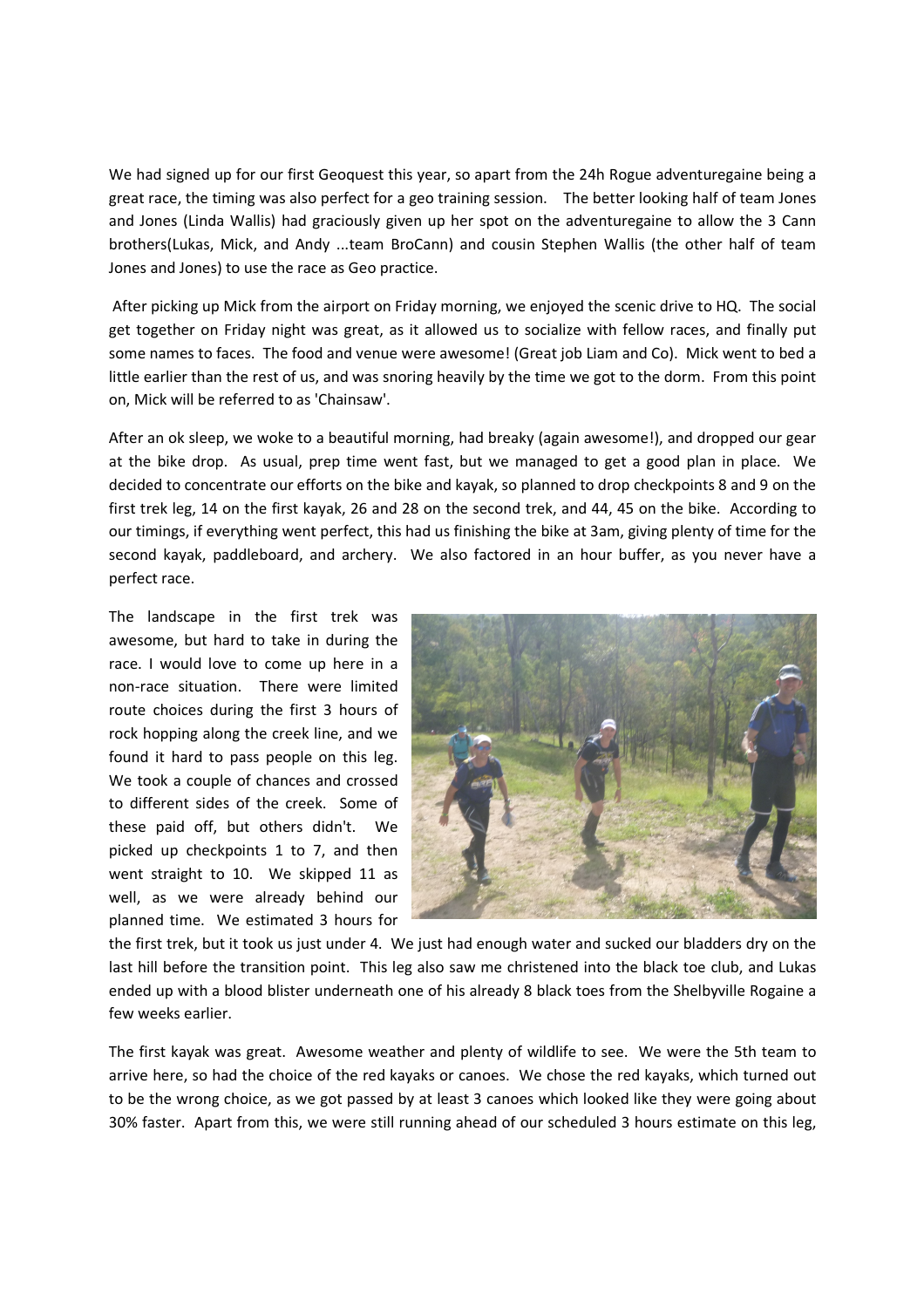We had signed up for our first Geoquest this year, so apart from the 24h Rogue adventuregaine being a great race, the timing was also perfect for a geo training session. The better looking half of team Jones and Jones (Linda Wallis) had graciously given up her spot on the adventuregaine to allow the 3 Cann brothers(Lukas, Mick, and Andy ...team BroCann) and cousin Stephen Wallis (the other half of team Jones and Jones) to use the race as Geo practice.

After picking up Mick from the airport on Friday morning, we enjoyed the scenic drive to HQ. The social get together on Friday night was great, as it allowed us to socialize with fellow races, and finally put some names to faces. The food and venue were awesome! (Great job Liam and Co). Mick went to bed a little earlier than the rest of us, and was snoring heavily by the time we got to the dorm. From this point on, Mick will be referred to as 'Chainsaw'.

After an ok sleep, we woke to a beautiful morning, had breaky (again awesome!), and dropped our gear at the bike drop. As usual, prep time went fast, but we managed to get a good plan in place. We decided to concentrate our efforts on the bike and kayak, so planned to drop checkpoints 8 and 9 on the first trek leg, 14 on the first kayak, 26 and 28 on the second trek, and 44, 45 on the bike. According to our timings, if everything went perfect, this had us finishing the bike at 3am, giving plenty of time for the second kayak, paddleboard, and archery. We also factored in an hour buffer, as you never have a perfect race.

The landscape in the first trek was awesome, but hard to take in during the race. I would love to come up here in a non-race situation. There were limited route choices during the first 3 hours of rock hopping along the creek line, and we found it hard to pass people on this leg. We took a couple of chances and crossed to different sides of the creek. Some of these paid off, but others didn't. We picked up checkpoints 1 to 7, and then went straight to 10. We skipped 11 as well, as we were already behind our planned time. We estimated 3 hours for the first trek, but it took us just under 4. We just had enough water and sucked our bladders dry on the last hill before the transition point. This leg also saw me christened into the black toe club, and Lukas ended up with a blood blister underneath one of his already 8 black toes from the Shelbyville Rogaine a few weeks earlier.

The first kayak was great. Awesome weather and plenty of wildlife to see. We were the 5th team to arrive here, so had the choice of the red kayaks or canoes. We chose the red kayaks, which turned out to be the wrong choice, as we got passed by at least 3 canoes which looked like they were going about 30% faster. Apart from this, we were still running ahead of our scheduled 3 hours estimate on this leg,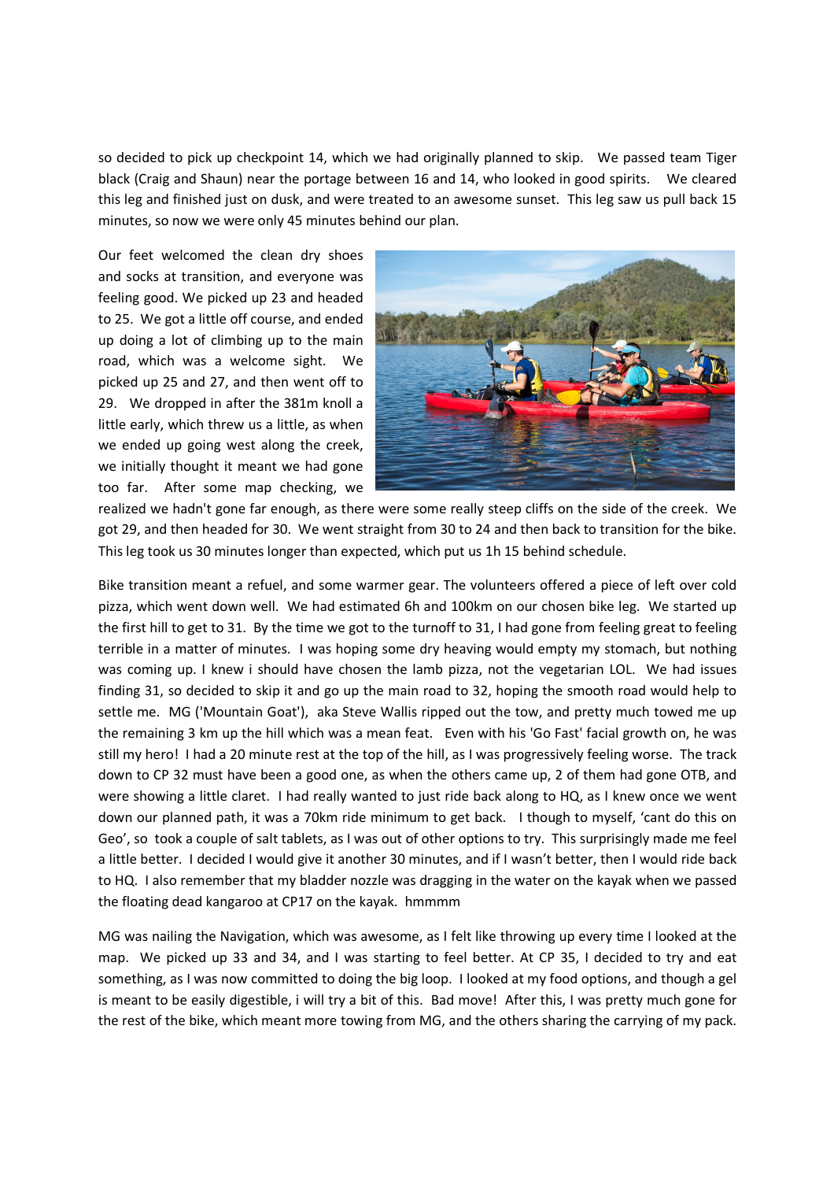so decided to pick up checkpoint 14, which we had originally planned to skip. We passed team Tiger black (Craig and Shaun) near the portage between 16 and 14, who looked in good spirits. We cleared this leg and finished just on dusk, and were treated to an awesome sunset. This leg saw us pull back 15 minutes, so now we were only 45 minutes behind our plan.

Our feet welcomed the clean dry shoes and socks at transition, and everyone was feeling good. We picked up 23 and headed to 25. We got a little off course, and ended up doing a lot of climbing up to the main road, which was a welcome sight. We picked up 25 and 27, and then went off to 29. We dropped in after the 381m knoll a little early, which threw us a little, as when we ended up going west along the creek, we initially thought it meant we had gone too far. After some map checking, we realized we hadn't gone far enough, as there were some really steep cliffs on the side of the creek. We got 29, and then headed for 30. We went straight from 30 to 24 and then back to transition for the bike. This leg took us 30 minutes longer than expected, which put us 1h 15 behind schedule.

Bike transition meant a refuel, and some warmer gear. The volunteers offered a piece of left over cold pizza, which went down well. We had estimated 6h and 100km on our chosen bike leg. We started up the first hill to get to 31. By the time we got to the turnoff to 31, I had gone from feeling great to feeling terrible in a matter of minutes. I was hoping some dry heaving would empty my stomach, but nothing was coming up. I knew i should have chosen the lamb pizza, not the vegetarian LOL. We had issues finding 31, so decided to skip it and go up the main road to 32, hoping the smooth road would help to settle me. MG ('Mountain Goat'), aka Steve Wallis ripped out the tow, and pretty much towed me up the remaining 3 km up the hill which was a mean feat. Even with his 'Go Fast' facial growth on, he was still my hero! I had a 20 minute rest at the top of the hill, as I was progressively feeling worse. The track down to CP 32 must have been a good one, as when the others came up, 2 of them had gone OTB, and were showing a little claret. I had really wanted to just ride back along to HQ, as I knew once we went down our planned path, it was a 70km ride minimum to get back. I though to myself, 'cant do this on Geo', so took a couple of salt tablets, as I was out of other options to try. This surprisingly made me feel a little better. I decided I would give it another 30 minutes, and if I wasn't better, then I would ride back to HQ. I also remember that my bladder nozzle was dragging in the water on the kayak when we passed the floating dead kangaroo at CP17 on the kayak. hmmmm

MG was nailing the Navigation, which was awesome, as I felt like throwing up every time I looked at the map. We picked up 33 and 34, and I was starting to feel better. At CP 35, I decided to try and eat something, as I was now committed to doing the big loop. I looked at my food options, and though a gel is meant to be easily digestible, i will try a bit of this. Bad move! After this, I was pretty much gone for the rest of the bike, which meant more towing from MG, and the others sharing the carrying of my pack.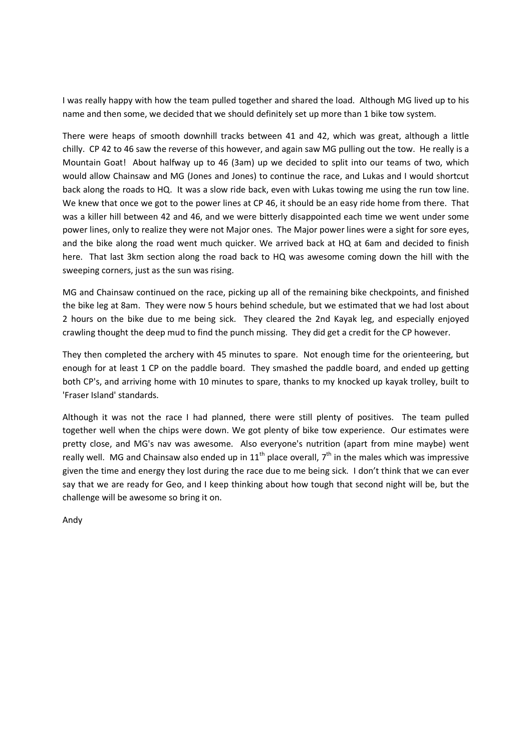I was really happy with how the team pulled together and shared the load. Although MG lived up to his name and then some, we decided that we should definitely set up more than 1 bike tow system.

There were heaps of smooth downhill tracks between 41 and 42, which was great, although a little chilly. CP 42 to 46 saw the reverse of this however, and again saw MG pulling out the tow. He really is a Mountain Goat! About halfway up to 46 (3am) up we decided to split into our teams of two, which would allow Chainsaw and MG (Jones and Jones) to continue the race, and Lukas and I would shortcut back along the roads to HQ. It was a slow ride back, even with Lukas towing me using the run tow line. We knew that once we got to the power lines at CP 46, it should be an easy ride home from there. That was a killer hill between 42 and 46, and we were bitterly disappointed each time we went under some power lines, only to realize they were not Major ones. The Major power lines were a sight for sore eyes, and the bike along the road went much quicker. We arrived back at HQ at 6am and decided to finish here. That last 3km section along the road back to HQ was awesome coming down the hill with the sweeping corners, just as the sun was rising.

MG and Chainsaw continued on the race, picking up all of the remaining bike checkpoints, and finished the bike leg at 8am. They were now 5 hours behind schedule, but we estimated that we had lost about 2 hours on the bike due to me being sick. They cleared the 2nd Kayak leg, and especially enjoyed crawling thought the deep mud to find the punch missing. They did get a credit for the CP however.

They then completed the archery with 45 minutes to spare. Not enough time for the orienteering, but enough for at least 1 CP on the paddle board. They smashed the paddle board, and ended up getting both CP's, and arriving home with 10 minutes to spare, thanks to my knocked up kayak trolley, built to 'Fraser Island' standards.

Although it was not the race I had planned, there were still plenty of positives. The team pulled together well when the chips were down. We got plenty of bike tow experience. Our estimates were pretty close, and MG's nav was awesome. Also everyone's nutrition (apart from mine maybe) went really well. MG and Chainsaw also ended up in 11th place overall, 7th in the males which was impressive given the time and energy they lost during the race due to me being sick. I don't think that we can ever say that we are ready for Geo, and I keep thinking about how tough that second night will be, but the challenge will be awesome so bring it on.

Andy